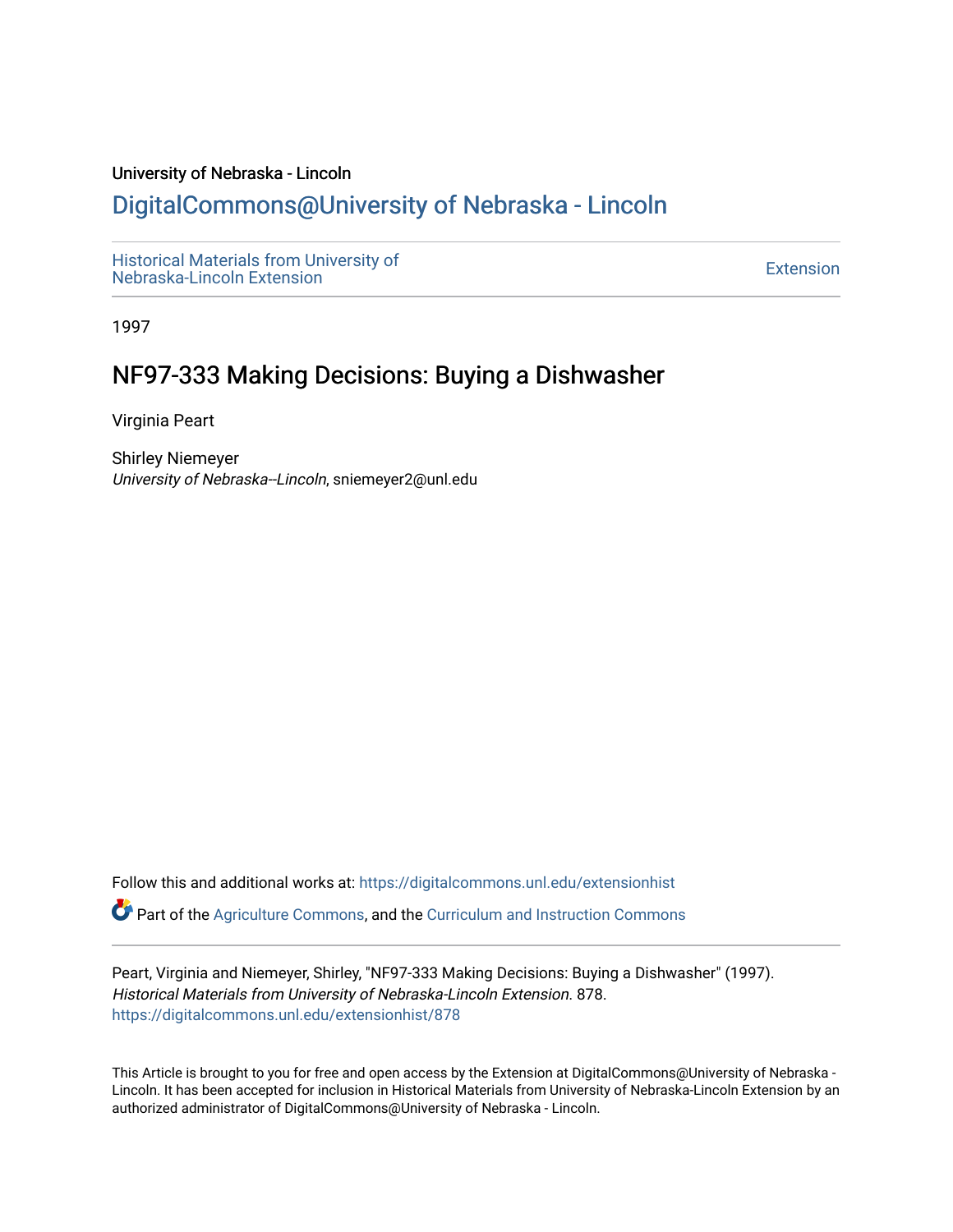University of Nebraska - Lincoln

## DigitalCommons@University of Nebraska - Lincoln

Historical Materials from University of Nebraska-Lincoln Extension

Extension

1997

# NF97-333 Making Decisions: Buying a Dishwasher

Virginia Peart

Shirley Niemeyer
*University of Nebraska--Lincoln*, sniemeyer2@unl.edu

Follow this and additional works at: https://digitalcommons.unl.edu/extensionhist

Part of the Agriculture Commons, and the Curriculum and Instruction Commons

Peart, Virginia and Niemeyer, Shirley, "NF97-333 Making Decisions: Buying a Dishwasher" (1997). *Historical Materials from University of Nebraska-Lincoln Extension*. 878.
https://digitalcommons.unl.edu/extensionhist/878

This Article is brought to you for free and open access by the Extension at DigitalCommons@University of Nebraska - Lincoln. It has been accepted for inclusion in Historical Materials from University of Nebraska-Lincoln Extension by an authorized administrator of DigitalCommons@University of Nebraska - Lincoln.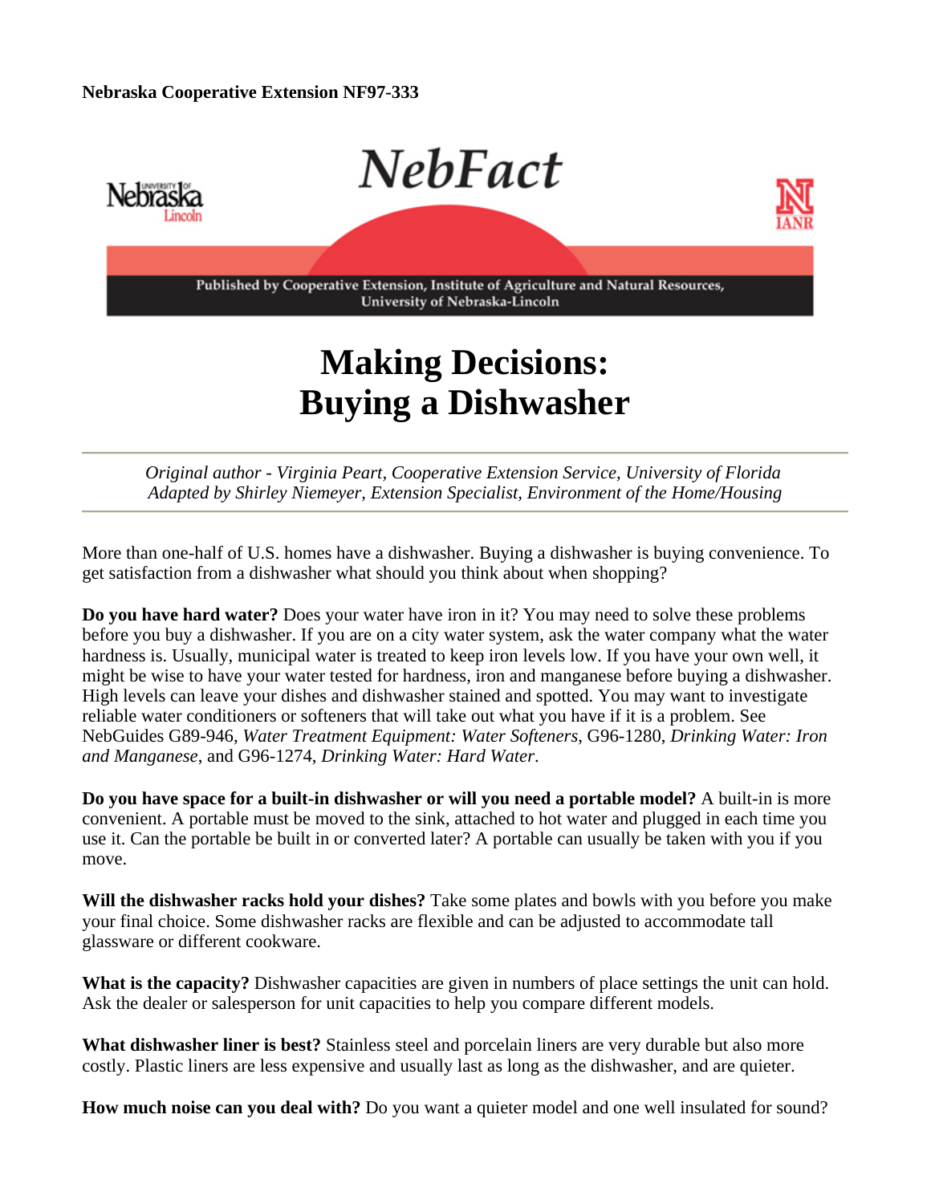**Nebraska Cooperative Extension NF97-333**

NebFact

Published by Cooperative Extension, Institute of Agriculture and Natural Resources, University of Nebraska-Lincoln

# Making Decisions: Buying a Dishwasher

---

*Original author - Virginia Peart, Cooperative Extension Service, University of Florida*
*Adapted by Shirley Niemeyer, Extension Specialist, Environment of the Home/Housing*

---

More than one-half of U.S. homes have a dishwasher. Buying a dishwasher is buying convenience. To get satisfaction from a dishwasher what should you think about when shopping?

**Do you have hard water?** Does your water have iron in it? You may need to solve these problems before you buy a dishwasher. If you are on a city water system, ask the water company what the water hardness is. Usually, municipal water is treated to keep iron levels low. If you have your own well, it might be wise to have your water tested for hardness, iron and manganese before buying a dishwasher. High levels can leave your dishes and dishwasher stained and spotted. You may want to investigate reliable water conditioners or softeners that will take out what you have if it is a problem. See NebGuides G89-946, *Water Treatment Equipment: Water Softeners,* G96-1280, *Drinking Water: Iron and Manganese,* and G96-1274, *Drinking Water: Hard Water*.

**Do you have space for a built-in dishwasher or will you need a portable model?** A built-in is more convenient. A portable must be moved to the sink, attached to hot water and plugged in each time you use it. Can the portable be built in or converted later? A portable can usually be taken with you if you move.

**Will the dishwasher racks hold your dishes?** Take some plates and bowls with you before you make your final choice. Some dishwasher racks are flexible and can be adjusted to accommodate tall glassware or different cookware.

**What is the capacity?** Dishwasher capacities are given in numbers of place settings the unit can hold. Ask the dealer or salesperson for unit capacities to help you compare different models.

**What dishwasher liner is best?** Stainless steel and porcelain liners are very durable but also more costly. Plastic liners are less expensive and usually last as long as the dishwasher, and are quieter.

**How much noise can you deal with?** Do you want a quieter model and one well insulated for sound?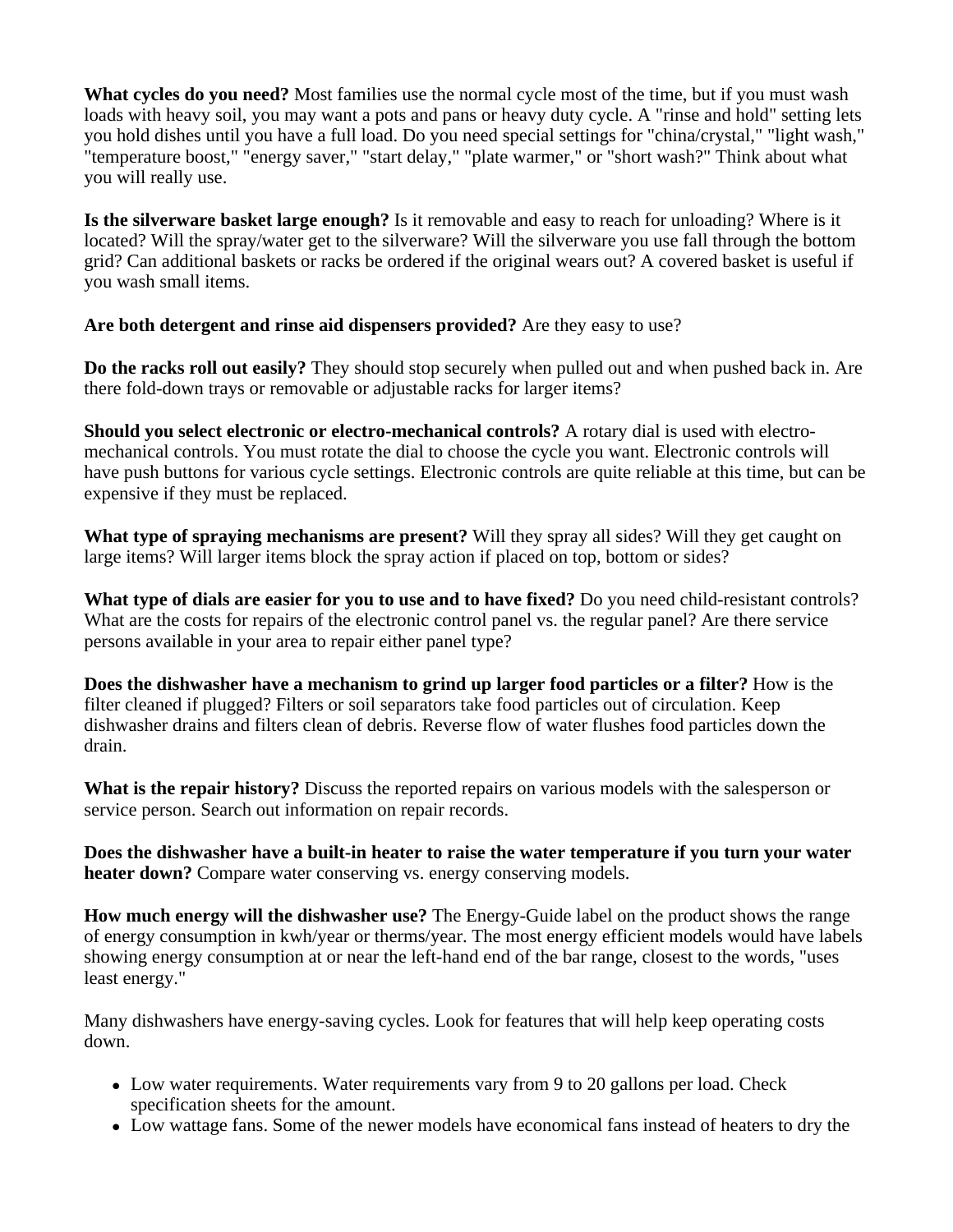**What cycles do you need?** Most families use the normal cycle most of the time, but if you must wash loads with heavy soil, you may want a pots and pans or heavy duty cycle. A "rinse and hold" setting lets you hold dishes until you have a full load. Do you need special settings for "china/crystal," "light wash," "temperature boost," "energy saver," "start delay," "plate warmer," or "short wash?" Think about what you will really use.

**Is the silverware basket large enough?** Is it removable and easy to reach for unloading? Where is it located? Will the spray/water get to the silverware? Will the silverware you use fall through the bottom grid? Can additional baskets or racks be ordered if the original wears out? A covered basket is useful if you wash small items.

**Are both detergent and rinse aid dispensers provided?** Are they easy to use?

**Do the racks roll out easily?** They should stop securely when pulled out and when pushed back in. Are there fold-down trays or removable or adjustable racks for larger items?

**Should you select electronic or electro-mechanical controls?** A rotary dial is used with electro-mechanical controls. You must rotate the dial to choose the cycle you want. Electronic controls will have push buttons for various cycle settings. Electronic controls are quite reliable at this time, but can be expensive if they must be replaced.

**What type of spraying mechanisms are present?** Will they spray all sides? Will they get caught on large items? Will larger items block the spray action if placed on top, bottom or sides?

**What type of dials are easier for you to use and to have fixed?** Do you need child-resistant controls? What are the costs for repairs of the electronic control panel vs. the regular panel? Are there service persons available in your area to repair either panel type?

**Does the dishwasher have a mechanism to grind up larger food particles or a filter?** How is the filter cleaned if plugged? Filters or soil separators take food particles out of circulation. Keep dishwasher drains and filters clean of debris. Reverse flow of water flushes food particles down the drain.

**What is the repair history?** Discuss the reported repairs on various models with the salesperson or service person. Search out information on repair records.

**Does the dishwasher have a built-in heater to raise the water temperature if you turn your water heater down?** Compare water conserving vs. energy conserving models.

**How much energy will the dishwasher use?** The Energy-Guide label on the product shows the range of energy consumption in kwh/year or therms/year. The most energy efficient models would have labels showing energy consumption at or near the left-hand end of the bar range, closest to the words, "uses least energy."

Many dishwashers have energy-saving cycles. Look for features that will help keep operating costs down.

- Low water requirements. Water requirements vary from 9 to 20 gallons per load. Check specification sheets for the amount.
- Low wattage fans. Some of the newer models have economical fans instead of heaters to dry the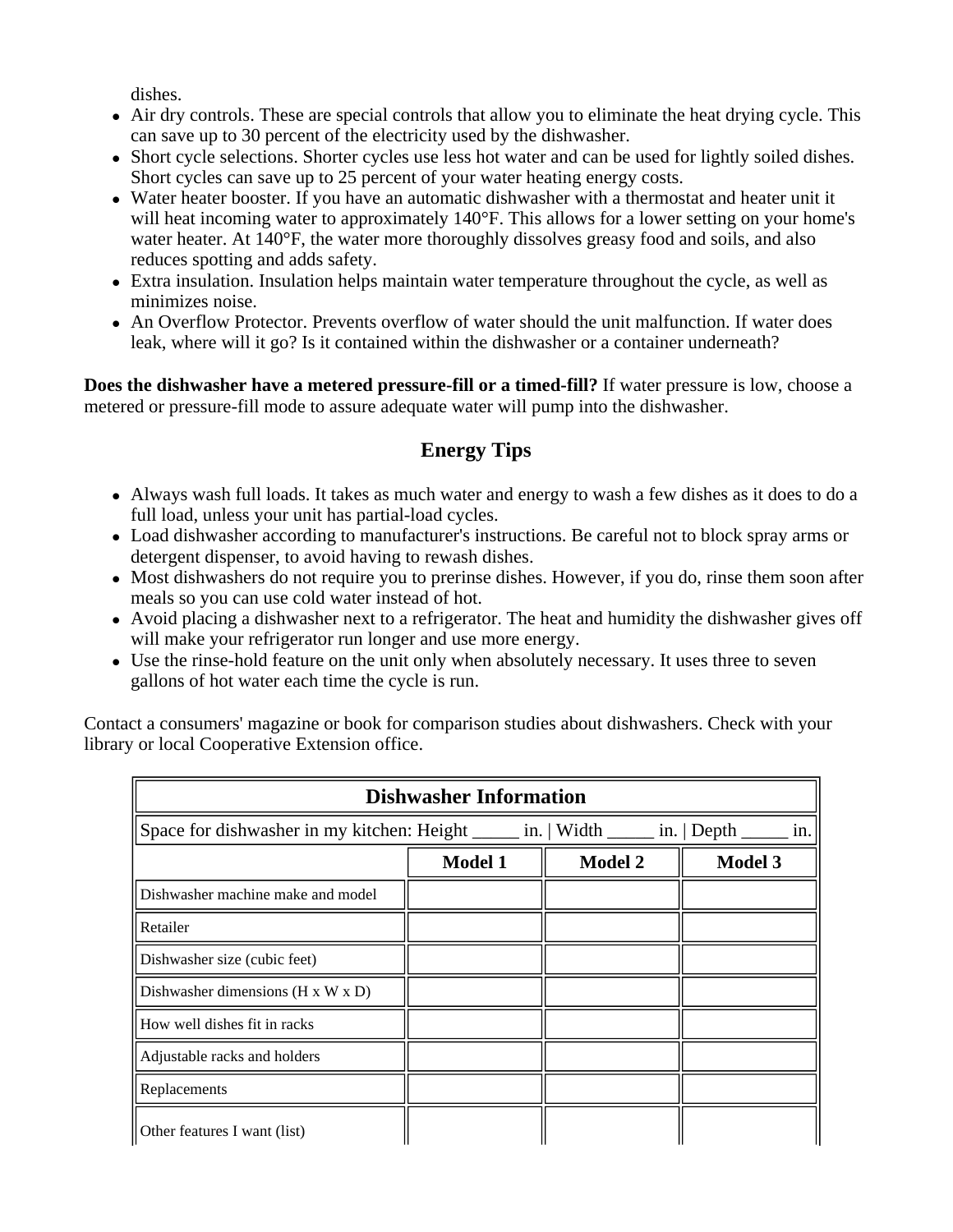dishes.

- Air dry controls. These are special controls that allow you to eliminate the heat drying cycle. This can save up to 30 percent of the electricity used by the dishwasher.
- Short cycle selections. Shorter cycles use less hot water and can be used for lightly soiled dishes. Short cycles can save up to 25 percent of your water heating energy costs.
- Water heater booster. If you have an automatic dishwasher with a thermostat and heater unit it will heat incoming water to approximately 140°F. This allows for a lower setting on your home's water heater. At 140°F, the water more thoroughly dissolves greasy food and soils, and also reduces spotting and adds safety.
- Extra insulation. Insulation helps maintain water temperature throughout the cycle, as well as minimizes noise.
- An Overflow Protector. Prevents overflow of water should the unit malfunction. If water does leak, where will it go? Is it contained within the dishwasher or a container underneath?

**Does the dishwasher have a metered pressure-fill or a timed-fill?** If water pressure is low, choose a metered or pressure-fill mode to assure adequate water will pump into the dishwasher.

## Energy Tips

- Always wash full loads. It takes as much water and energy to wash a few dishes as it does to do a full load, unless your unit has partial-load cycles.
- Load dishwasher according to manufacturer's instructions. Be careful not to block spray arms or detergent dispenser, to avoid having to rewash dishes.
- Most dishwashers do not require you to prerinse dishes. However, if you do, rinse them soon after meals so you can use cold water instead of hot.
- Avoid placing a dishwasher next to a refrigerator. The heat and humidity the dishwasher gives off will make your refrigerator run longer and use more energy.
- Use the rinse-hold feature on the unit only when absolutely necessary. It uses three to seven gallons of hot water each time the cycle is run.

Contact a consumers' magazine or book for comparison studies about dishwashers. Check with your library or local Cooperative Extension office.

| **Dishwasher Information** | | | |
|---|---|---|---|
| Space for dishwasher in my kitchen: Height _____ in. \| Width _____ in. \| Depth _____ in. | | | |
| | **Model 1** | **Model 2** | **Model 3** |
| Dishwasher machine make and model | | | |
| Retailer | | | |
| Dishwasher size (cubic feet) | | | |
| Dishwasher dimensions (H x W x D) | | | |
| How well dishes fit in racks | | | |
| Adjustable racks and holders | | | |
| Replacements | | | |
| Other features I want (list) | | | |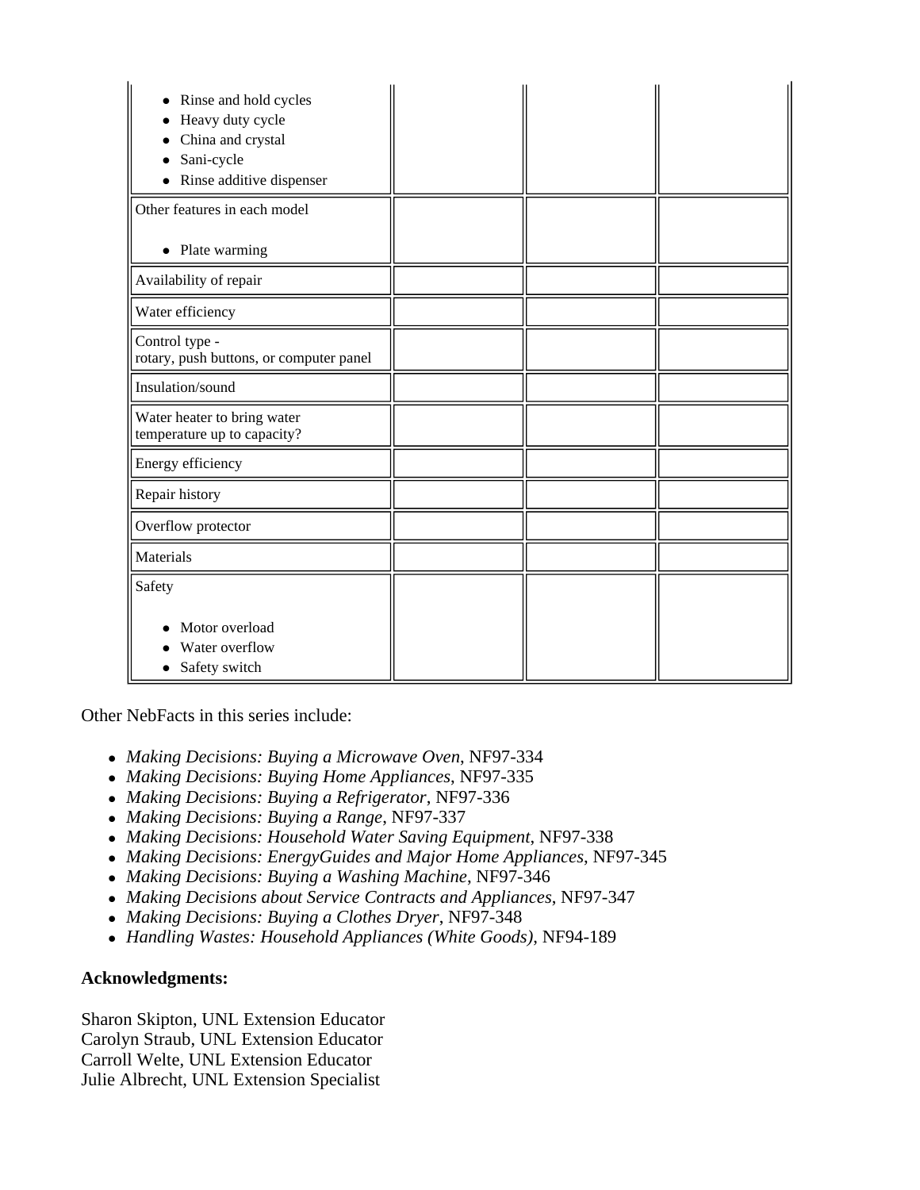| | | | |
|---|---|---|---|
| • Rinse and hold cycles<br>• Heavy duty cycle<br>• China and crystal<br>• Sani-cycle<br>• Rinse additive dispenser | | | |
| Other features in each model<br><br>• Plate warming | | | |
| Availability of repair | | | |
| Water efficiency | | | |
| Control type -<br>rotary, push buttons, or computer panel | | | |
| Insulation/sound | | | |
| Water heater to bring water temperature up to capacity? | | | |
| Energy efficiency | | | |
| Repair history | | | |
| Overflow protector | | | |
| Materials | | | |
| Safety<br><br>• Motor overload<br>• Water overflow<br>• Safety switch | | | |

Other NebFacts in this series include:

- *Making Decisions: Buying a Microwave Oven*, NF97-334
- *Making Decisions: Buying Home Appliances*, NF97-335
- *Making Decisions: Buying a Refrigerator*, NF97-336
- *Making Decisions: Buying a Range*, NF97-337
- *Making Decisions: Household Water Saving Equipment*, NF97-338
- *Making Decisions: EnergyGuides and Major Home Appliances*, NF97-345
- *Making Decisions: Buying a Washing Machine*, NF97-346
- *Making Decisions about Service Contracts and Appliances*, NF97-347
- *Making Decisions: Buying a Clothes Dryer*, NF97-348
- *Handling Wastes: Household Appliances (White Goods)*, NF94-189

**Acknowledgments:**

Sharon Skipton, UNL Extension Educator
Carolyn Straub, UNL Extension Educator
Carroll Welte, UNL Extension Educator
Julie Albrecht, UNL Extension Specialist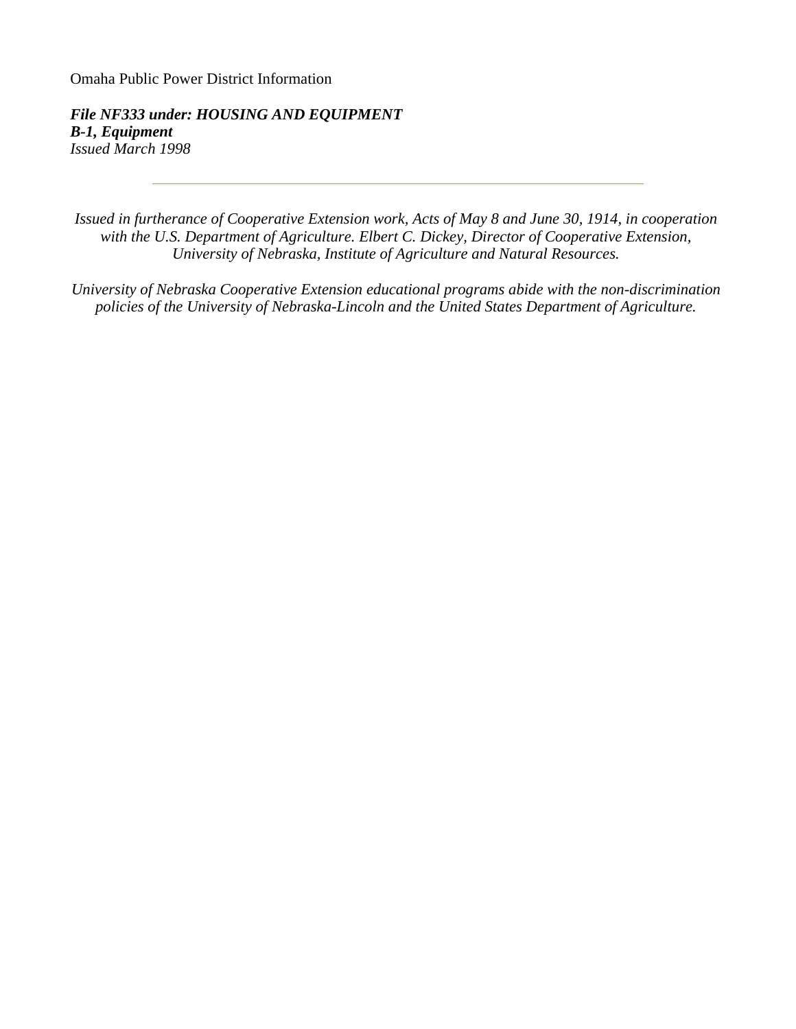Omaha Public Power District Information

***File NF333 under: HOUSING AND EQUIPMENT***
***B-1, Equipment***
*Issued March 1998*

---

*Issued in furtherance of Cooperative Extension work, Acts of May 8 and June 30, 1914, in cooperation with the U.S. Department of Agriculture. Elbert C. Dickey, Director of Cooperative Extension, University of Nebraska, Institute of Agriculture and Natural Resources.*

*University of Nebraska Cooperative Extension educational programs abide with the non-discrimination policies of the University of Nebraska-Lincoln and the United States Department of Agriculture.*